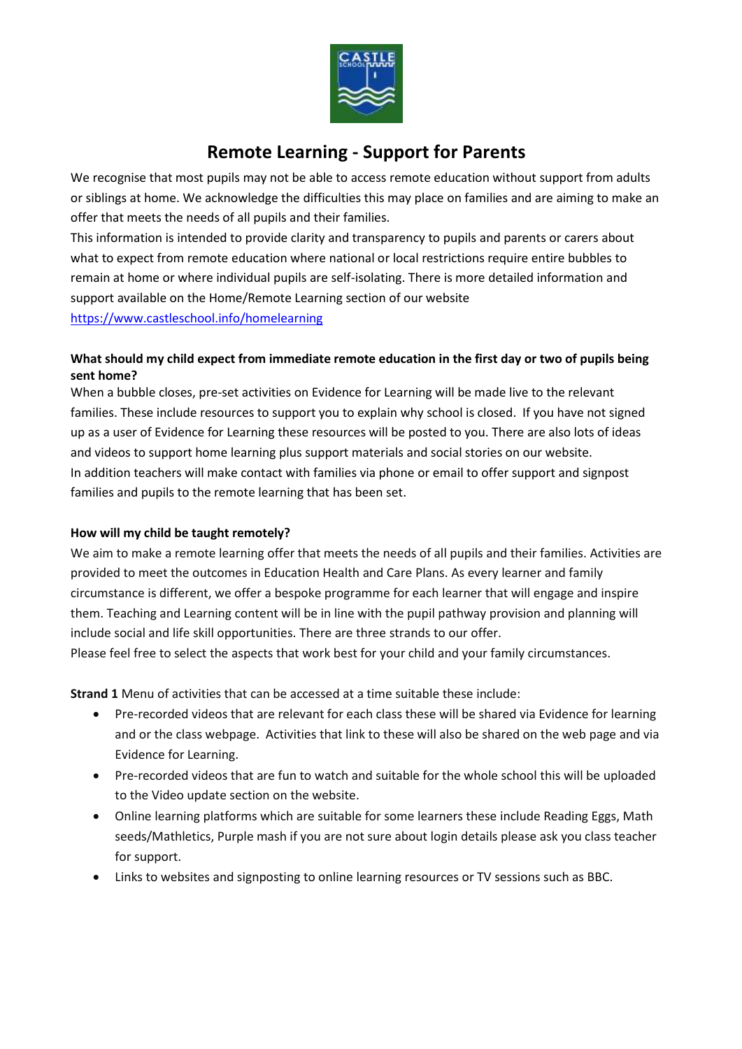# Remote Learning - Support for Parents

We recognise that most pupils may not be able to access remote education without support from adults or siblings at home. We acknowledge the difficulties this may place on families and are aiming to make an offer that meets the needs of all pupils and their families.
This information is intended to provide clarity and transparency to pupils and parents or carers about what to expect from remote education where national or local restrictions require entire bubbles to remain at home or where individual pupils are self-isolating. There is more detailed information and support available on the Home/Remote Learning section of our website
https://www.castleschool.info/homelearning

**What should my child expect from immediate remote education in the first day or two of pupils being sent home?**

When a bubble closes, pre-set activities on Evidence for Learning will be made live to the relevant families. These include resources to support you to explain why school is closed. If you have not signed up as a user of Evidence for Learning these resources will be posted to you. There are also lots of ideas and videos to support home learning plus support materials and social stories on our website.
In addition teachers will make contact with families via phone or email to offer support and signpost families and pupils to the remote learning that has been set.

**How will my child be taught remotely?**

We aim to make a remote learning offer that meets the needs of all pupils and their families. Activities are provided to meet the outcomes in Education Health and Care Plans. As every learner and family circumstance is different, we offer a bespoke programme for each learner that will engage and inspire them. Teaching and Learning content will be in line with the pupil pathway provision and planning will include social and life skill opportunities. There are three strands to our offer.
Please feel free to select the aspects that work best for your child and your family circumstances.

**Strand 1** Menu of activities that can be accessed at a time suitable these include:

- Pre-recorded videos that are relevant for each class these will be shared via Evidence for learning and or the class webpage. Activities that link to these will also be shared on the web page and via Evidence for Learning.
- Pre-recorded videos that are fun to watch and suitable for the whole school this will be uploaded to the Video update section on the website.
- Online learning platforms which are suitable for some learners these include Reading Eggs, Math seeds/Mathletics, Purple mash if you are not sure about login details please ask you class teacher for support.
- Links to websites and signposting to online learning resources or TV sessions such as BBC.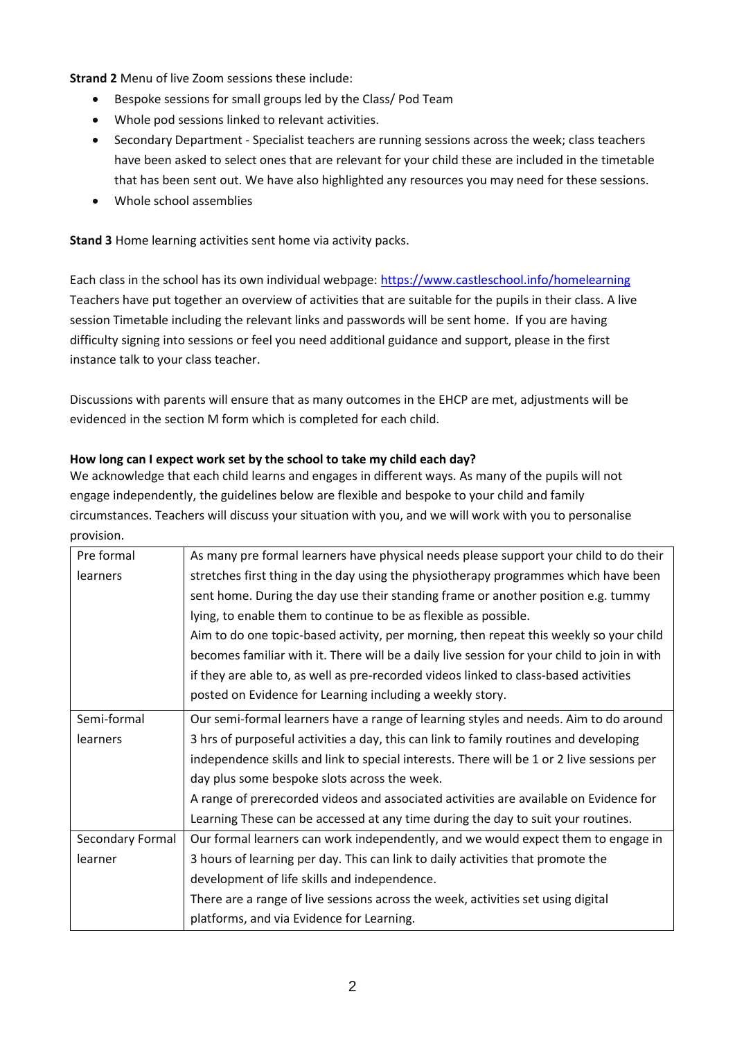**Strand 2** Menu of live Zoom sessions these include:

- Bespoke sessions for small groups led by the Class/ Pod Team
- Whole pod sessions linked to relevant activities.
- Secondary Department - Specialist teachers are running sessions across the week; class teachers have been asked to select ones that are relevant for your child these are included in the timetable that has been sent out. We have also highlighted any resources you may need for these sessions.
- Whole school assemblies

**Stand 3** Home learning activities sent home via activity packs.

Each class in the school has its own individual webpage: https://www.castleschool.info/homelearning Teachers have put together an overview of activities that are suitable for the pupils in their class. A live session Timetable including the relevant links and passwords will be sent home. If you are having difficulty signing into sessions or feel you need additional guidance and support, please in the first instance talk to your class teacher.

Discussions with parents will ensure that as many outcomes in the EHCP are met, adjustments will be evidenced in the section M form which is completed for each child.

**How long can I expect work set by the school to take my child each day?**

We acknowledge that each child learns and engages in different ways. As many of the pupils will not engage independently, the guidelines below are flexible and bespoke to your child and family circumstances. Teachers will discuss your situation with you, and we will work with you to personalise provision.

| | |
|---|---|
| Pre formal learners | As many pre formal learners have physical needs please support your child to do their stretches first thing in the day using the physiotherapy programmes which have been sent home. During the day use their standing frame or another position e.g. tummy lying, to enable them to continue to be as flexible as possible.<br>Aim to do one topic-based activity, per morning, then repeat this weekly so your child becomes familiar with it. There will be a daily live session for your child to join in with if they are able to, as well as pre-recorded videos linked to class-based activities posted on Evidence for Learning including a weekly story. |
| Semi-formal learners | Our semi-formal learners have a range of learning styles and needs. Aim to do around 3 hrs of purposeful activities a day, this can link to family routines and developing independence skills and link to special interests. There will be 1 or 2 live sessions per day plus some bespoke slots across the week.<br>A range of prerecorded videos and associated activities are available on Evidence for Learning These can be accessed at any time during the day to suit your routines. |
| Secondary Formal learner | Our formal learners can work independently, and we would expect them to engage in 3 hours of learning per day. This can link to daily activities that promote the development of life skills and independence.<br>There are a range of live sessions across the week, activities set using digital platforms, and via Evidence for Learning. |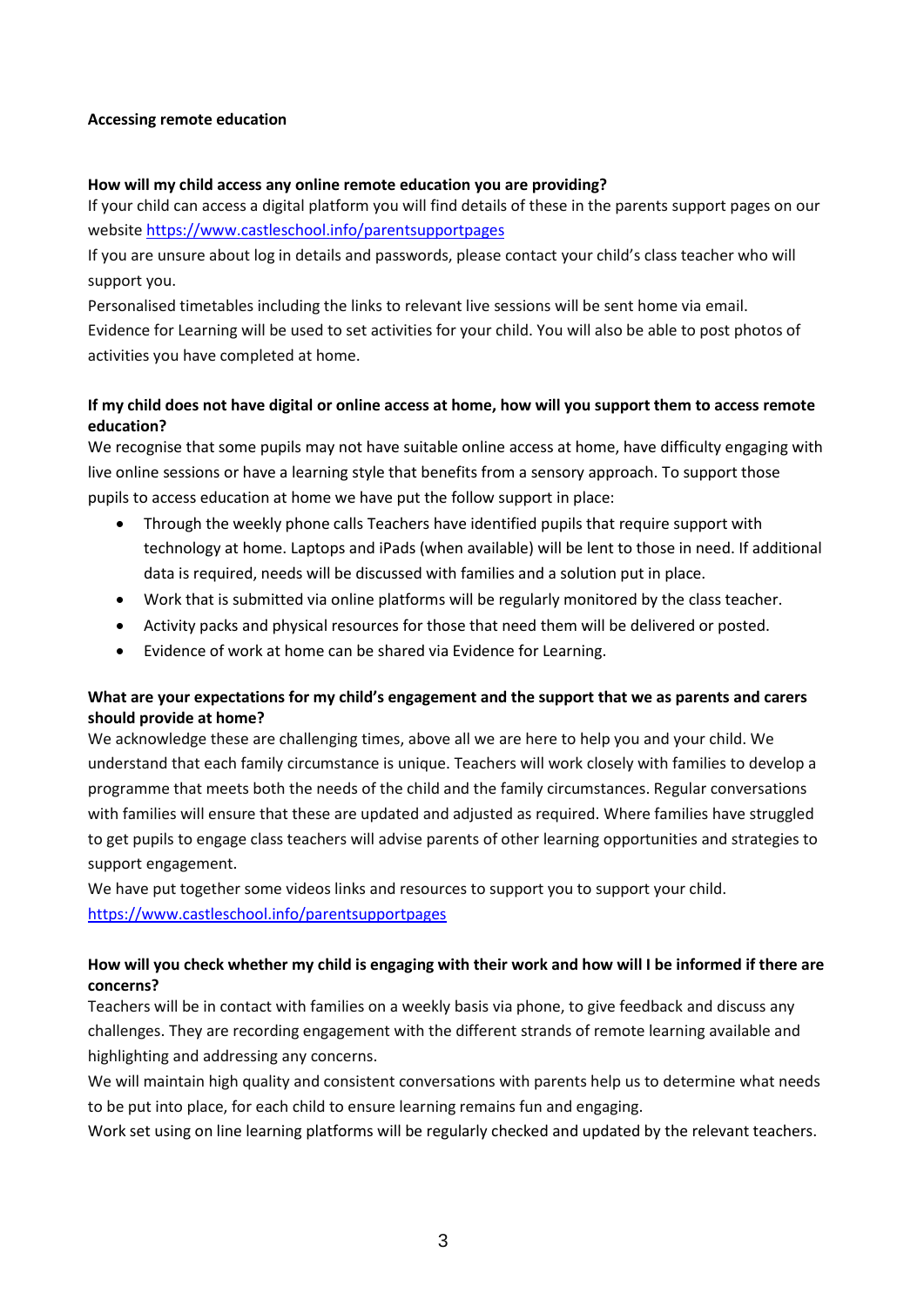**Accessing remote education**

**How will my child access any online remote education you are providing?**

If your child can access a digital platform you will find details of these in the parents support pages on our website https://www.castleschool.info/parentsupportpages

If you are unsure about log in details and passwords, please contact your child's class teacher who will support you.

Personalised timetables including the links to relevant live sessions will be sent home via email.

Evidence for Learning will be used to set activities for your child. You will also be able to post photos of activities you have completed at home.

**If my child does not have digital or online access at home, how will you support them to access remote education?**

We recognise that some pupils may not have suitable online access at home, have difficulty engaging with live online sessions or have a learning style that benefits from a sensory approach. To support those pupils to access education at home we have put the follow support in place:

- Through the weekly phone calls Teachers have identified pupils that require support with technology at home. Laptops and iPads (when available) will be lent to those in need. If additional data is required, needs will be discussed with families and a solution put in place.
- Work that is submitted via online platforms will be regularly monitored by the class teacher.
- Activity packs and physical resources for those that need them will be delivered or posted.
- Evidence of work at home can be shared via Evidence for Learning.

**What are your expectations for my child's engagement and the support that we as parents and carers should provide at home?**

We acknowledge these are challenging times, above all we are here to help you and your child. We understand that each family circumstance is unique. Teachers will work closely with families to develop a programme that meets both the needs of the child and the family circumstances. Regular conversations with families will ensure that these are updated and adjusted as required. Where families have struggled to get pupils to engage class teachers will advise parents of other learning opportunities and strategies to support engagement.

We have put together some videos links and resources to support you to support your child.
https://www.castleschool.info/parentsupportpages

**How will you check whether my child is engaging with their work and how will I be informed if there are concerns?**

Teachers will be in contact with families on a weekly basis via phone, to give feedback and discuss any challenges. They are recording engagement with the different strands of remote learning available and highlighting and addressing any concerns.

We will maintain high quality and consistent conversations with parents help us to determine what needs to be put into place, for each child to ensure learning remains fun and engaging.

Work set using on line learning platforms will be regularly checked and updated by the relevant teachers.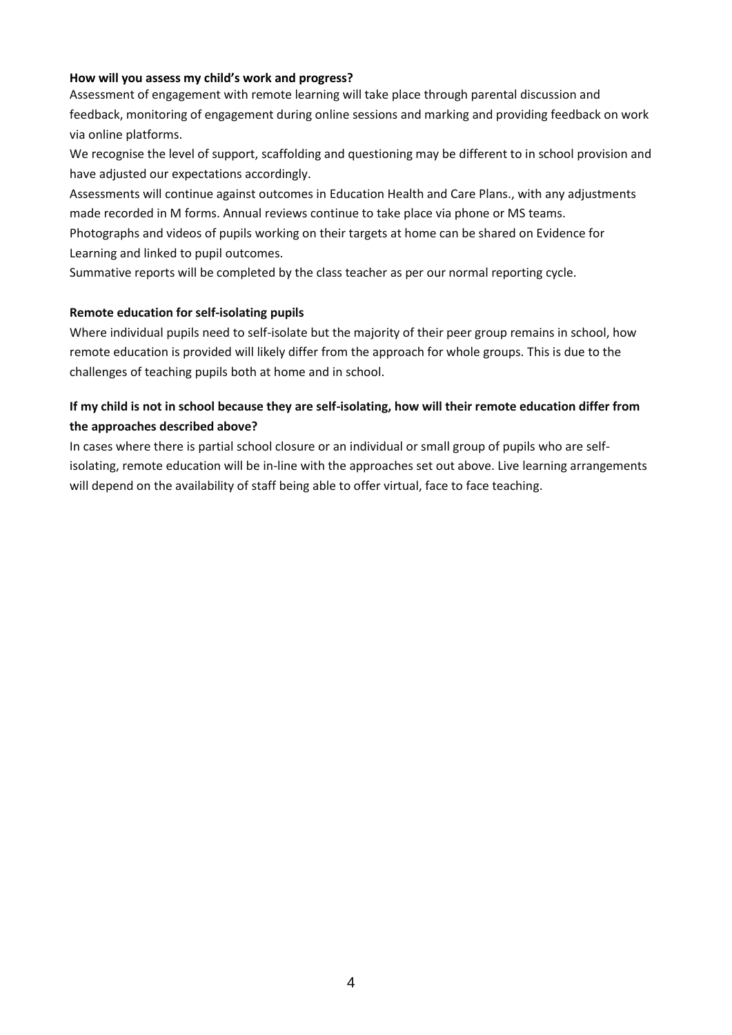**How will you assess my child's work and progress?**

Assessment of engagement with remote learning will take place through parental discussion and feedback, monitoring of engagement during online sessions and marking and providing feedback on work via online platforms.

We recognise the level of support, scaffolding and questioning may be different to in school provision and have adjusted our expectations accordingly.

Assessments will continue against outcomes in Education Health and Care Plans., with any adjustments made recorded in M forms. Annual reviews continue to take place via phone or MS teams.

Photographs and videos of pupils working on their targets at home can be shared on Evidence for Learning and linked to pupil outcomes.

Summative reports will be completed by the class teacher as per our normal reporting cycle.

**Remote education for self-isolating pupils**

Where individual pupils need to self-isolate but the majority of their peer group remains in school, how remote education is provided will likely differ from the approach for whole groups. This is due to the challenges of teaching pupils both at home and in school.

**If my child is not in school because they are self-isolating, how will their remote education differ from the approaches described above?**

In cases where there is partial school closure or an individual or small group of pupils who are self-isolating, remote education will be in-line with the approaches set out above. Live learning arrangements will depend on the availability of staff being able to offer virtual, face to face teaching.